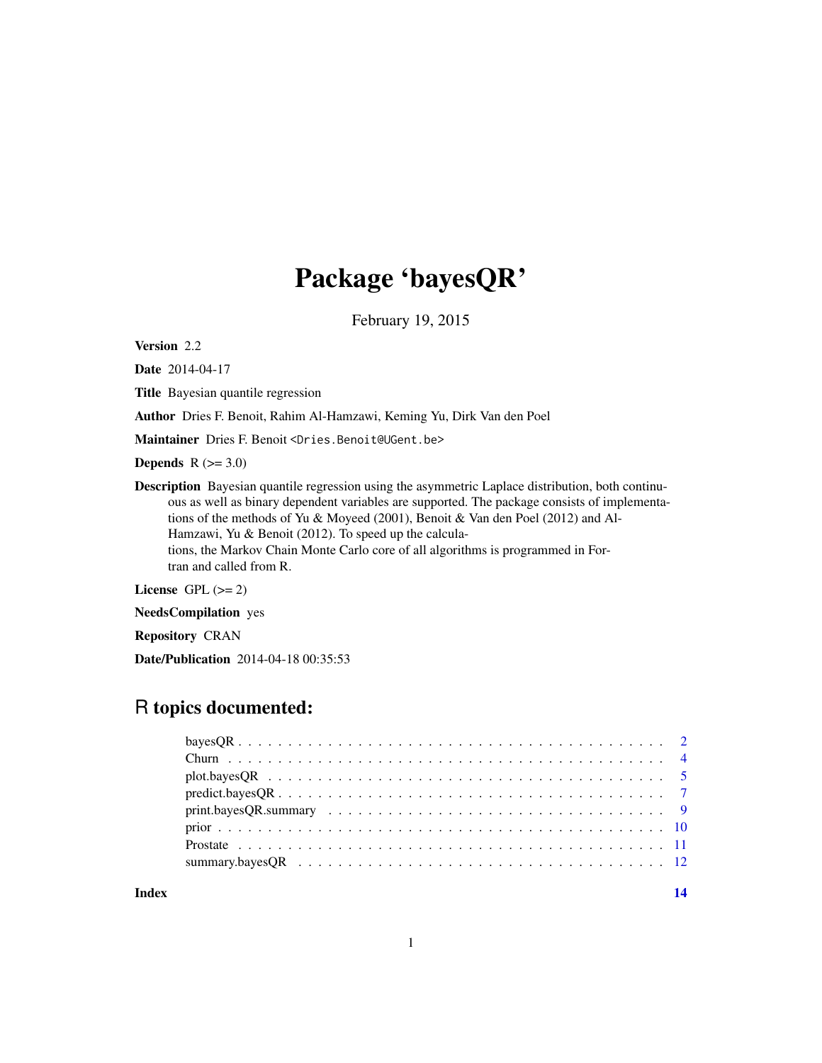# Package 'bayesQR'

February 19, 2015

**Version** 2.2

**Date** 2014-04-17

**Title** Bayesian quantile regression

**Author** Dries F. Benoit, Rahim Al-Hamzawi, Keming Yu, Dirk Van den Poel

**Maintainer** Dries F. Benoit <Dries.Benoit@UGent.be>

**Depends** R (>= 3.0)

**Description** Bayesian quantile regression using the asymmetric Laplace distribution, both continuous as well as binary dependent variables are supported. The package consists of implementations of the methods of Yu & Moyeed (2001), Benoit & Van den Poel (2012) and Al-Hamzawi, Yu & Benoit (2012). To speed up the calculations, the Markov Chain Monte Carlo core of all algorithms is programmed in Fortran and called from R.

**License** GPL (>= 2)

**NeedsCompilation** yes

**Repository** CRAN

**Date/Publication** 2014-04-18 00:35:53

## R topics documented:

| | |
|---|---|
| bayesQR | 2 |
| Churn | 4 |
| plot.bayesQR | 5 |
| predict.bayesQR | 7 |
| print.bayesQR.summary | 9 |
| prior | 10 |
| Prostate | 11 |
| summary.bayesQR | 12 |
| **Index** | **14** |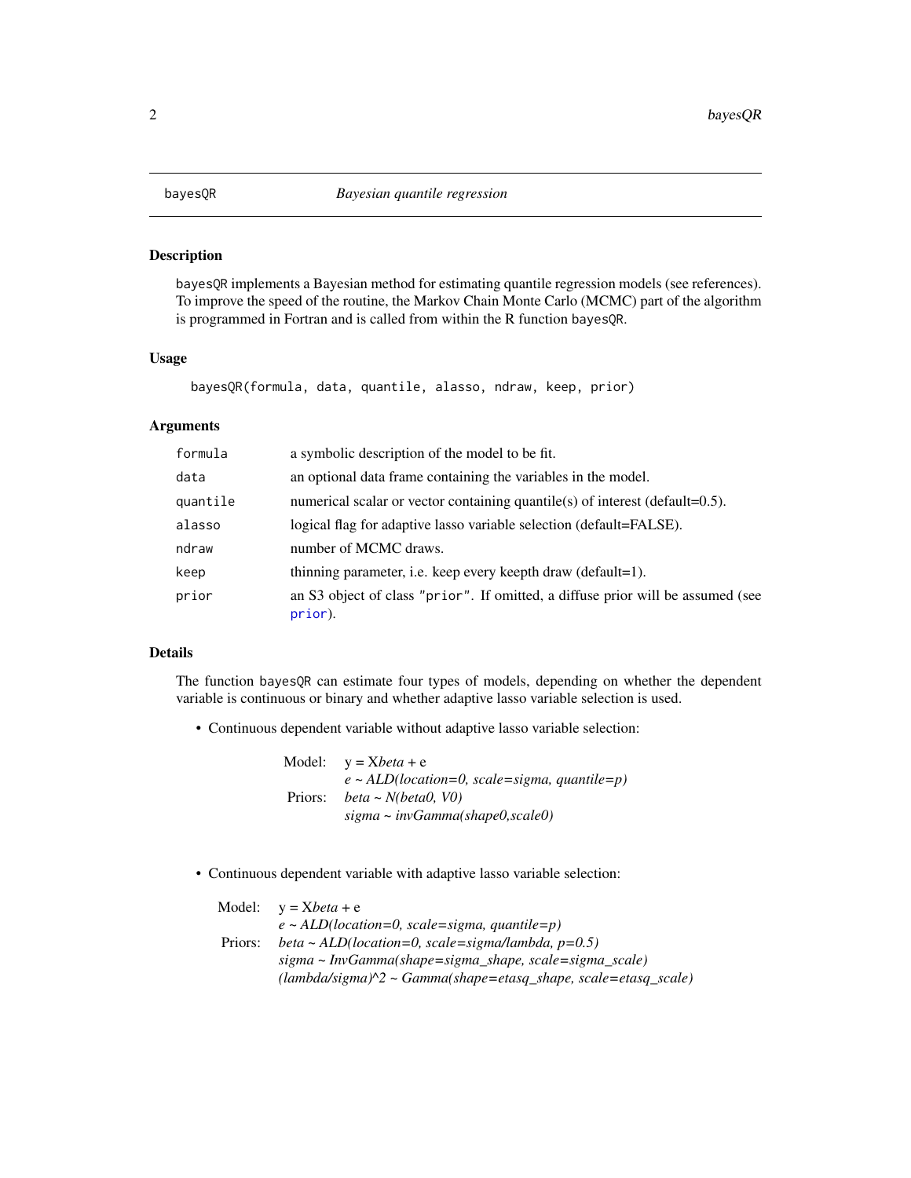# bayesQR — *Bayesian quantile regression*

## Description

bayesQR implements a Bayesian method for estimating quantile regression models (see references). To improve the speed of the routine, the Markov Chain Monte Carlo (MCMC) part of the algorithm is programmed in Fortran and is called from within the R function bayesQR.

## Usage

```
bayesQR(formula, data, quantile, alasso, ndraw, keep, prior)
```

## Arguments

| | |
|---|---|
| formula | a symbolic description of the model to be fit. |
| data | an optional data frame containing the variables in the model. |
| quantile | numerical scalar or vector containing quantile(s) of interest (default=0.5). |
| alasso | logical flag for adaptive lasso variable selection (default=FALSE). |
| ndraw | number of MCMC draws. |
| keep | thinning parameter, i.e. keep every keepth draw (default=1). |
| prior | an S3 object of class "prior". If omitted, a diffuse prior will be assumed (see prior). |

## Details

The function bayesQR can estimate four types of models, depending on whether the dependent variable is continuous or binary and whether adaptive lasso variable selection is used.

- Continuous dependent variable without adaptive lasso variable selection:

  Model: y = X*beta* + e
  *e ~ ALD(location=0, scale=sigma, quantile=p)*
  Priors: *beta ~ N(beta0, V0)*
  *sigma ~ invGamma(shape0,scale0)*

- Continuous dependent variable with adaptive lasso variable selection:

  Model: y = X*beta* + e
  *e ~ ALD(location=0, scale=sigma, quantile=p)*
  Priors: *beta ~ ALD(location=0, scale=sigma/lambda, p=0.5)*
  *sigma ~ InvGamma(shape=sigma_shape, scale=sigma_scale)*
  *(lambda/sigma)^2 ~ Gamma(shape=etasq_shape, scale=etasq_scale)*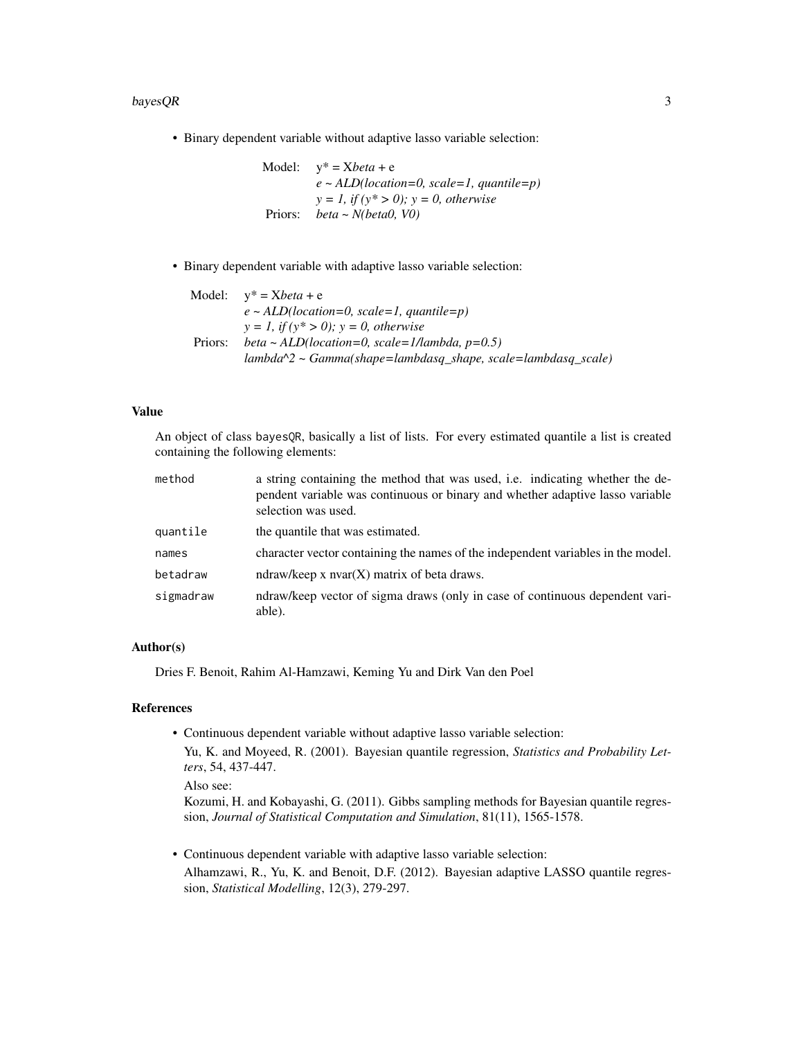- Binary dependent variable without adaptive lasso variable selection:

  Model: y* = X*beta* + e
  *e ~ ALD(location=0, scale=1, quantile=p)*
  *y = 1, if (y* > 0); y = 0, otherwise*
  Priors: *beta ~ N(beta0, V0)*

- Binary dependent variable with adaptive lasso variable selection:

  Model: y* = X*beta* + e
  *e ~ ALD(location=0, scale=1, quantile=p)*
  *y = 1, if (y* > 0); y = 0, otherwise*
  Priors: *beta ~ ALD(location=0, scale=1/lambda, p=0.5)*
  *lambda^2 ~ Gamma(shape=lambdasq_shape, scale=lambdasq_scale)*

## Value

An object of class `bayesQR`, basically a list of lists. For every estimated quantile a list is created containing the following elements:

| | |
|---|---|
| `method` | a string containing the method that was used, i.e. indicating whether the dependent variable was continuous or binary and whether adaptive lasso variable selection was used. |
| `quantile` | the quantile that was estimated. |
| `names` | character vector containing the names of the independent variables in the model. |
| `betadraw` | ndraw/keep x nvar(X) matrix of beta draws. |
| `sigmadraw` | ndraw/keep vector of sigma draws (only in case of continuous dependent variable). |

## Author(s)

Dries F. Benoit, Rahim Al-Hamzawi, Keming Yu and Dirk Van den Poel

## References

- Continuous dependent variable without adaptive lasso variable selection:

  Yu, K. and Moyeed, R. (2001). Bayesian quantile regression, *Statistics and Probability Letters*, 54, 437-447.

  Also see:

  Kozumi, H. and Kobayashi, G. (2011). Gibbs sampling methods for Bayesian quantile regression, *Journal of Statistical Computation and Simulation*, 81(11), 1565-1578.

- Continuous dependent variable with adaptive lasso variable selection:

  Alhamzawi, R., Yu, K. and Benoit, D.F. (2012). Bayesian adaptive LASSO quantile regression, *Statistical Modelling*, 12(3), 279-297.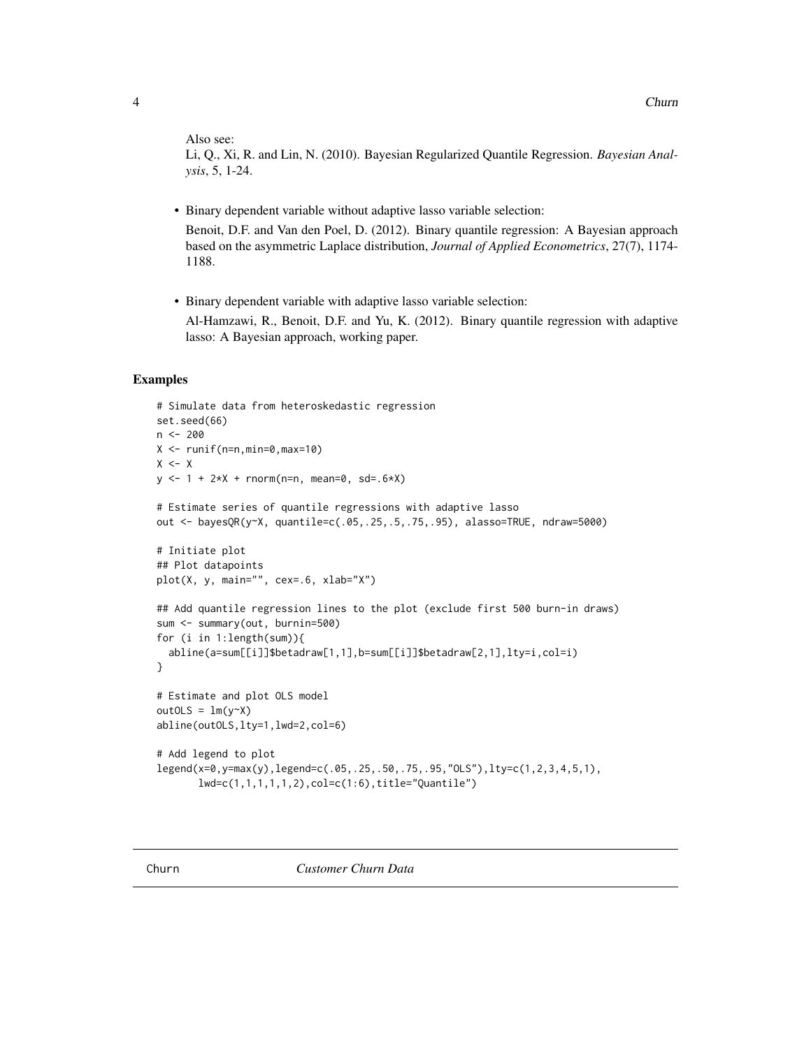Also see:
Li, Q., Xi, R. and Lin, N. (2010). Bayesian Regularized Quantile Regression. *Bayesian Analysis*, 5, 1-24.

- Binary dependent variable without adaptive lasso variable selection:
  Benoit, D.F. and Van den Poel, D. (2012). Binary quantile regression: A Bayesian approach based on the asymmetric Laplace distribution, *Journal of Applied Econometrics*, 27(7), 1174-1188.

- Binary dependent variable with adaptive lasso variable selection:
  Al-Hamzawi, R., Benoit, D.F. and Yu, K. (2012). Binary quantile regression with adaptive lasso: A Bayesian approach, working paper.

## Examples

```
# Simulate data from heteroskedastic regression
set.seed(66)
n <- 200
X <- runif(n=n,min=0,max=10)
X <- X
y <- 1 + 2*X + rnorm(n=n, mean=0, sd=.6*X)

# Estimate series of quantile regressions with adaptive lasso
out <- bayesQR(y~X, quantile=c(.05,.25,.5,.75,.95), alasso=TRUE, ndraw=5000)

# Initiate plot
## Plot datapoints
plot(X, y, main="", cex=.6, xlab="X")

## Add quantile regression lines to the plot (exclude first 500 burn-in draws)
sum <- summary(out, burnin=500)
for (i in 1:length(sum)){
  abline(a=sum[[i]]$betadraw[1,1],b=sum[[i]]$betadraw[2,1],lty=i,col=i)
}

# Estimate and plot OLS model
outOLS = lm(y~X)
abline(outOLS,lty=1,lwd=2,col=6)

# Add legend to plot
legend(x=0,y=max(y),legend=c(.05,.25,.50,.75,.95,"OLS"),lty=c(1,2,3,4,5,1),
       lwd=c(1,1,1,1,1,2),col=c(1:6),title="Quantile")
```

---

Churn *Customer Churn Data*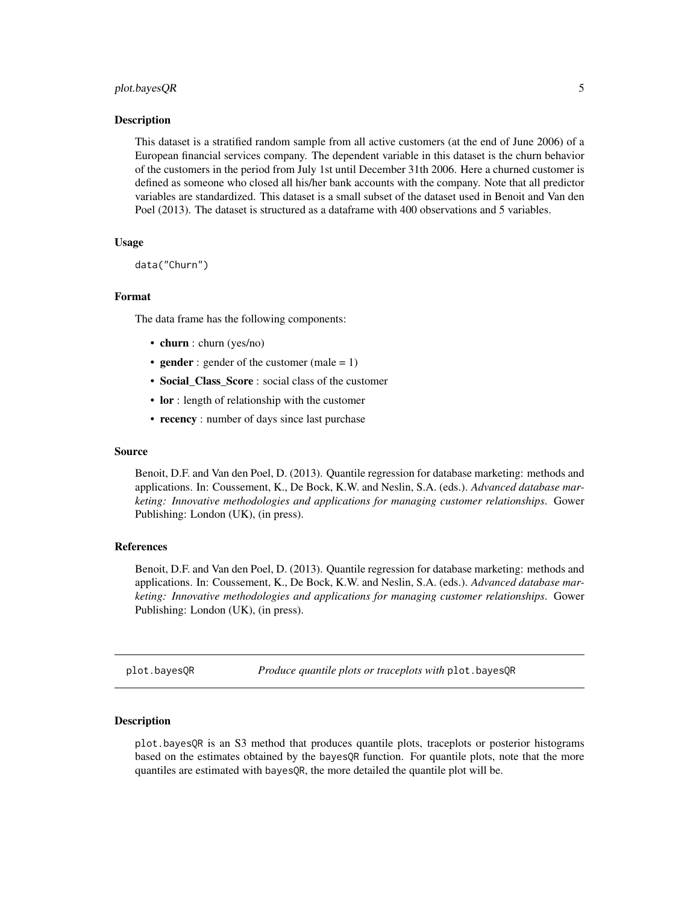## Description

This dataset is a stratified random sample from all active customers (at the end of June 2006) of a European financial services company. The dependent variable in this dataset is the churn behavior of the customers in the period from July 1st until December 31th 2006. Here a churned customer is defined as someone who closed all his/her bank accounts with the company. Note that all predictor variables are standardized. This dataset is a small subset of the dataset used in Benoit and Van den Poel (2013). The dataset is structured as a dataframe with 400 observations and 5 variables.

## Usage

```
data("Churn")
```

## Format

The data frame has the following components:

- **churn** : churn (yes/no)
- **gender** : gender of the customer (male = 1)
- **Social_Class_Score** : social class of the customer
- **lor** : length of relationship with the customer
- **recency** : number of days since last purchase

## Source

Benoit, D.F. and Van den Poel, D. (2013). Quantile regression for database marketing: methods and applications. In: Coussement, K., De Bock, K.W. and Neslin, S.A. (eds.). *Advanced database marketing: Innovative methodologies and applications for managing customer relationships*. Gower Publishing: London (UK), (in press).

## References

Benoit, D.F. and Van den Poel, D. (2013). Quantile regression for database marketing: methods and applications. In: Coussement, K., De Bock, K.W. and Neslin, S.A. (eds.). *Advanced database marketing: Innovative methodologies and applications for managing customer relationships*. Gower Publishing: London (UK), (in press).

---

# plot.bayesQR — *Produce quantile plots or traceplots with* plot.bayesQR

## Description

plot.bayesQR is an S3 method that produces quantile plots, traceplots or posterior histograms based on the estimates obtained by the bayesQR function. For quantile plots, note that the more quantiles are estimated with bayesQR, the more detailed the quantile plot will be.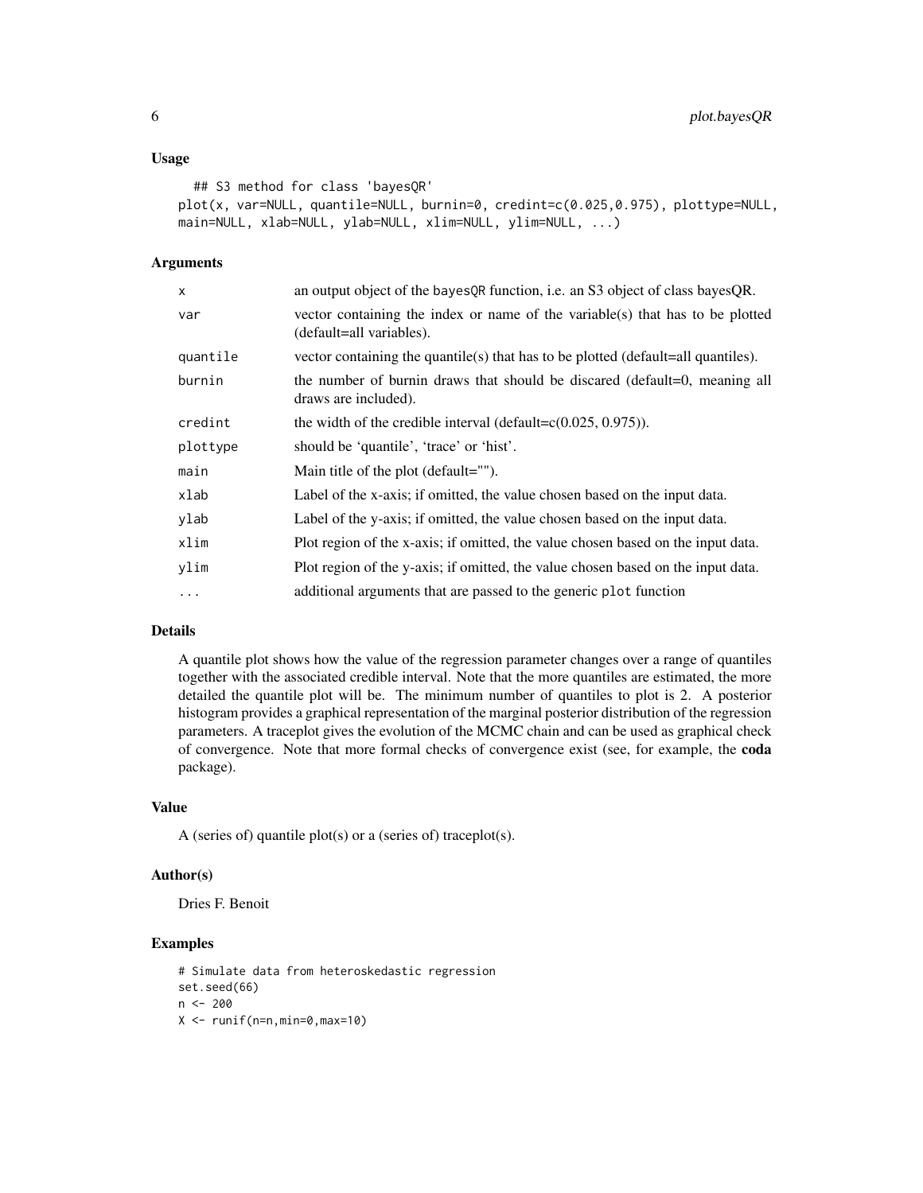### Usage

```
## S3 method for class 'bayesQR'
plot(x, var=NULL, quantile=NULL, burnin=0, credint=c(0.025,0.975), plottype=NULL,
main=NULL, xlab=NULL, ylab=NULL, xlim=NULL, ylim=NULL, ...)
```

### Arguments

| | |
|---|---|
| `x` | an output object of the `bayesQR` function, i.e. an S3 object of class bayesQR. |
| `var` | vector containing the index or name of the variable(s) that has to be plotted (default=all variables). |
| `quantile` | vector containing the quantile(s) that has to be plotted (default=all quantiles). |
| `burnin` | the number of burnin draws that should be discared (default=0, meaning all draws are included). |
| `credint` | the width of the credible interval (default=c(0.025, 0.975)). |
| `plottype` | should be 'quantile', 'trace' or 'hist'. |
| `main` | Main title of the plot (default=""). |
| `xlab` | Label of the x-axis; if omitted, the value chosen based on the input data. |
| `ylab` | Label of the y-axis; if omitted, the value chosen based on the input data. |
| `xlim` | Plot region of the x-axis; if omitted, the value chosen based on the input data. |
| `ylim` | Plot region of the y-axis; if omitted, the value chosen based on the input data. |
| `...` | additional arguments that are passed to the generic `plot` function |

### Details

A quantile plot shows how the value of the regression parameter changes over a range of quantiles together with the associated credible interval. Note that the more quantiles are estimated, the more detailed the quantile plot will be. The minimum number of quantiles to plot is 2. A posterior histogram provides a graphical representation of the marginal posterior distribution of the regression parameters. A traceplot gives the evolution of the MCMC chain and can be used as graphical check of convergence. Note that more formal checks of convergence exist (see, for example, the **coda** package).

### Value

A (series of) quantile plot(s) or a (series of) traceplot(s).

### Author(s)

Dries F. Benoit

### Examples

```
# Simulate data from heteroskedastic regression
set.seed(66)
n <- 200
X <- runif(n=n,min=0,max=10)
```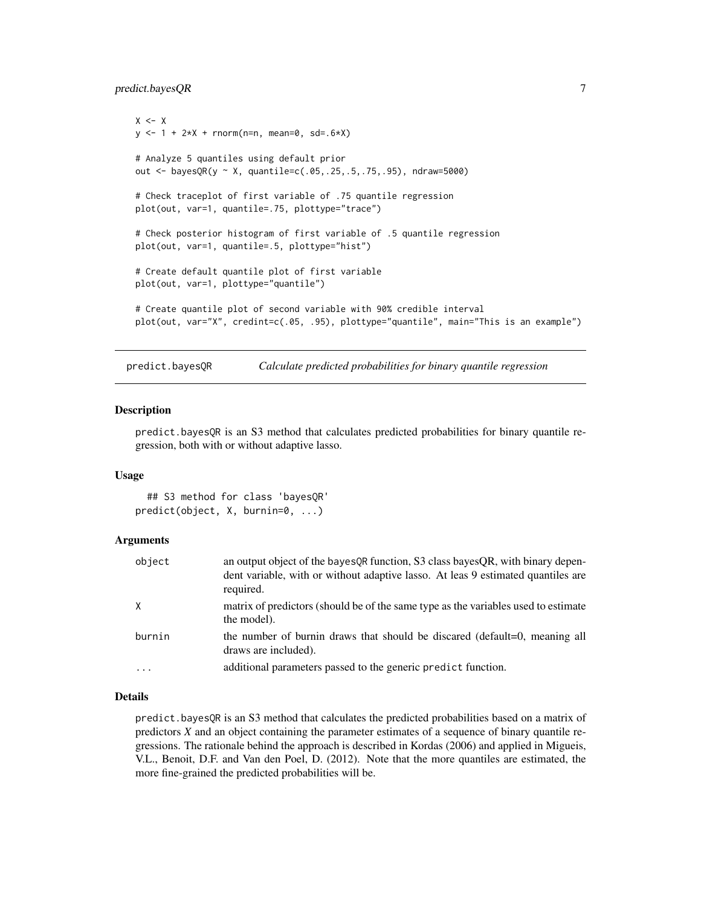```
X <- X
y <- 1 + 2*X + rnorm(n=n, mean=0, sd=.6*X)

# Analyze 5 quantiles using default prior
out <- bayesQR(y ~ X, quantile=c(.05,.25,.5,.75,.95), ndraw=5000)

# Check traceplot of first variable of .75 quantile regression
plot(out, var=1, quantile=.75, plottype="trace")

# Check posterior histogram of first variable of .5 quantile regression
plot(out, var=1, quantile=.5, plottype="hist")

# Create default quantile plot of first variable
plot(out, var=1, plottype="quantile")

# Create quantile plot of second variable with 90% credible interval
plot(out, var="X", credint=c(.05, .95), plottype="quantile", main="This is an example")
```

---

`predict.bayesQR` *Calculate predicted probabilities for binary quantile regression*

---

### Description

predict.bayesQR is an S3 method that calculates predicted probabilities for binary quantile regression, both with or without adaptive lasso.

### Usage

```
## S3 method for class 'bayesQR'
predict(object, X, burnin=0, ...)
```

### Arguments

| | |
|---|---|
| object | an output object of the bayesQR function, S3 class bayesQR, with binary dependent variable, with or without adaptive lasso. At leas 9 estimated quantiles are required. |
| X | matrix of predictors (should be of the same type as the variables used to estimate the model). |
| burnin | the number of burnin draws that should be discared (default=0, meaning all draws are included). |
| ... | additional parameters passed to the generic predict function. |

### Details

predict.bayesQR is an S3 method that calculates the predicted probabilities based on a matrix of predictors *X* and an object containing the parameter estimates of a sequence of binary quantile regressions. The rationale behind the approach is described in Kordas (2006) and applied in Migueis, V.L., Benoit, D.F. and Van den Poel, D. (2012). Note that the more quantiles are estimated, the more fine-grained the predicted probabilities will be.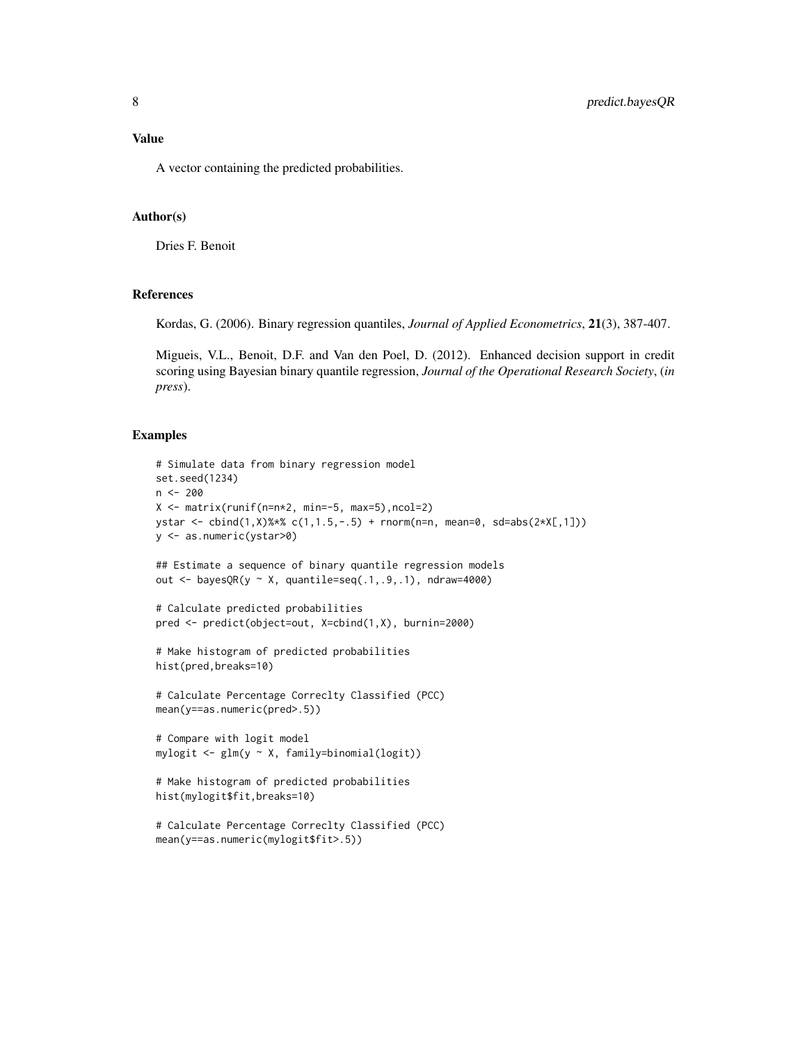## Value

A vector containing the predicted probabilities.

## Author(s)

Dries F. Benoit

## References

Kordas, G. (2006). Binary regression quantiles, *Journal of Applied Econometrics*, **21**(3), 387-407.

Migueis, V.L., Benoit, D.F. and Van den Poel, D. (2012). Enhanced decision support in credit scoring using Bayesian binary quantile regression, *Journal of the Operational Research Society*, (*in press*).

## Examples

```
# Simulate data from binary regression model
set.seed(1234)
n <- 200
X <- matrix(runif(n=n*2, min=-5, max=5),ncol=2)
ystar <- cbind(1,X)%*% c(1,1.5,-.5) + rnorm(n=n, mean=0, sd=abs(2*X[,1]))
y <- as.numeric(ystar>0)

## Estimate a sequence of binary quantile regression models
out <- bayesQR(y ~ X, quantile=seq(.1,.9,.1), ndraw=4000)

# Calculate predicted probabilities
pred <- predict(object=out, X=cbind(1,X), burnin=2000)

# Make histogram of predicted probabilities
hist(pred,breaks=10)

# Calculate Percentage Correclty Classified (PCC)
mean(y==as.numeric(pred>.5))

# Compare with logit model
mylogit <- glm(y ~ X, family=binomial(logit))

# Make histogram of predicted probabilities
hist(mylogit$fit,breaks=10)

# Calculate Percentage Correclty Classified (PCC)
mean(y==as.numeric(mylogit$fit>.5))
```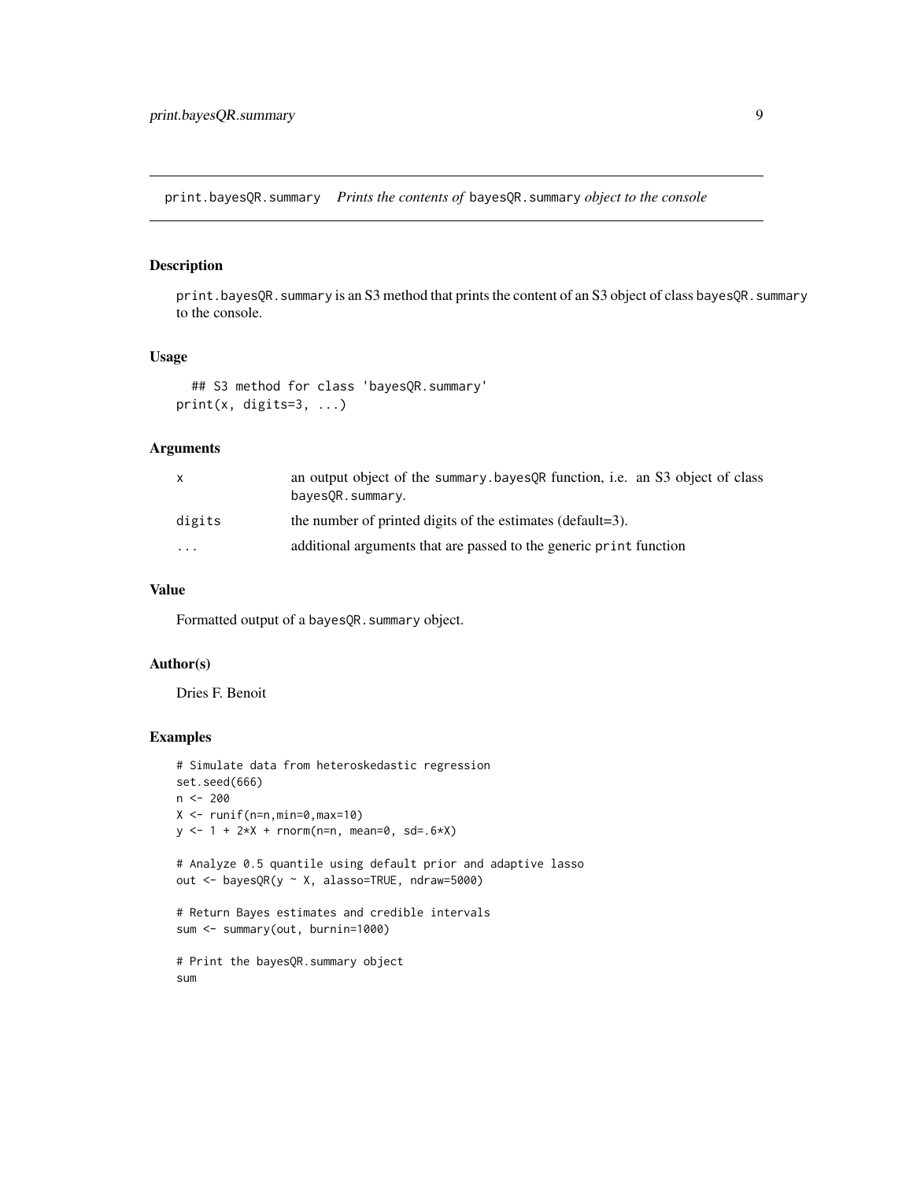# print.bayesQR.summary *Prints the contents of* `bayesQR.summary` *object to the console*

## Description

`print.bayesQR.summary` is an S3 method that prints the content of an S3 object of class `bayesQR.summary` to the console.

## Usage

```
## S3 method for class 'bayesQR.summary'
print(x, digits=3, ...)
```

## Arguments

| | |
|---|---|
| `x` | an output object of the `summary.bayesQR` function, i.e. an S3 object of class `bayesQR.summary`. |
| `digits` | the number of printed digits of the estimates (default=3). |
| `...` | additional arguments that are passed to the generic `print` function |

## Value

Formatted output of a `bayesQR.summary` object.

## Author(s)

Dries F. Benoit

## Examples

```
# Simulate data from heteroskedastic regression
set.seed(666)
n <- 200
X <- runif(n=n,min=0,max=10)
y <- 1 + 2*X + rnorm(n=n, mean=0, sd=.6*X)

# Analyze 0.5 quantile using default prior and adaptive lasso
out <- bayesQR(y ~ X, alasso=TRUE, ndraw=5000)

# Return Bayes estimates and credible intervals
sum <- summary(out, burnin=1000)

# Print the bayesQR.summary object
sum
```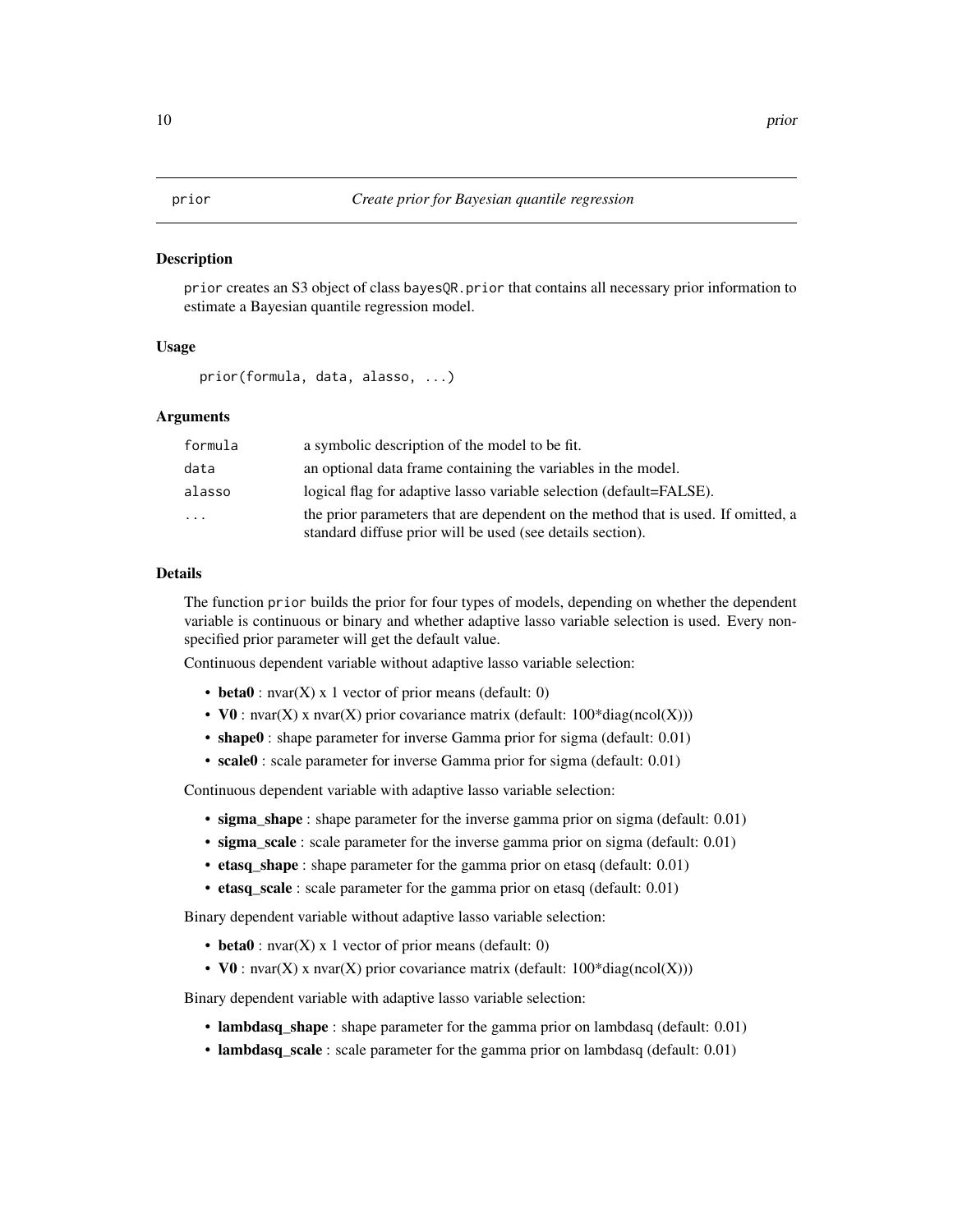# prior — *Create prior for Bayesian quantile regression*

## Description

`prior` creates an S3 object of class `bayesQR.prior` that contains all necessary prior information to estimate a Bayesian quantile regression model.

## Usage

```
prior(formula, data, alasso, ...)
```

## Arguments

| | |
|---|---|
| `formula` | a symbolic description of the model to be fit. |
| `data` | an optional data frame containing the variables in the model. |
| `alasso` | logical flag for adaptive lasso variable selection (default=FALSE). |
| `...` | the prior parameters that are dependent on the method that is used. If omitted, a standard diffuse prior will be used (see details section). |

## Details

The function `prior` builds the prior for four types of models, depending on whether the dependent variable is continuous or binary and whether adaptive lasso variable selection is used. Every non-specified prior parameter will get the default value.

Continuous dependent variable without adaptive lasso variable selection:

- **beta0** : nvar(X) x 1 vector of prior means (default: 0)
- **V0** : nvar(X) x nvar(X) prior covariance matrix (default: 100*diag(ncol(X)))
- **shape0** : shape parameter for inverse Gamma prior for sigma (default: 0.01)
- **scale0** : scale parameter for inverse Gamma prior for sigma (default: 0.01)

Continuous dependent variable with adaptive lasso variable selection:

- **sigma_shape** : shape parameter for the inverse gamma prior on sigma (default: 0.01)
- **sigma_scale** : scale parameter for the inverse gamma prior on sigma (default: 0.01)
- **etasq_shape** : shape parameter for the gamma prior on etasq (default: 0.01)
- **etasq_scale** : scale parameter for the gamma prior on etasq (default: 0.01)

Binary dependent variable without adaptive lasso variable selection:

- **beta0** : nvar(X) x 1 vector of prior means (default: 0)
- **V0** : nvar(X) x nvar(X) prior covariance matrix (default: 100*diag(ncol(X)))

Binary dependent variable with adaptive lasso variable selection:

- **lambdasq_shape** : shape parameter for the gamma prior on lambdasq (default: 0.01)
- **lambdasq_scale** : scale parameter for the gamma prior on lambdasq (default: 0.01)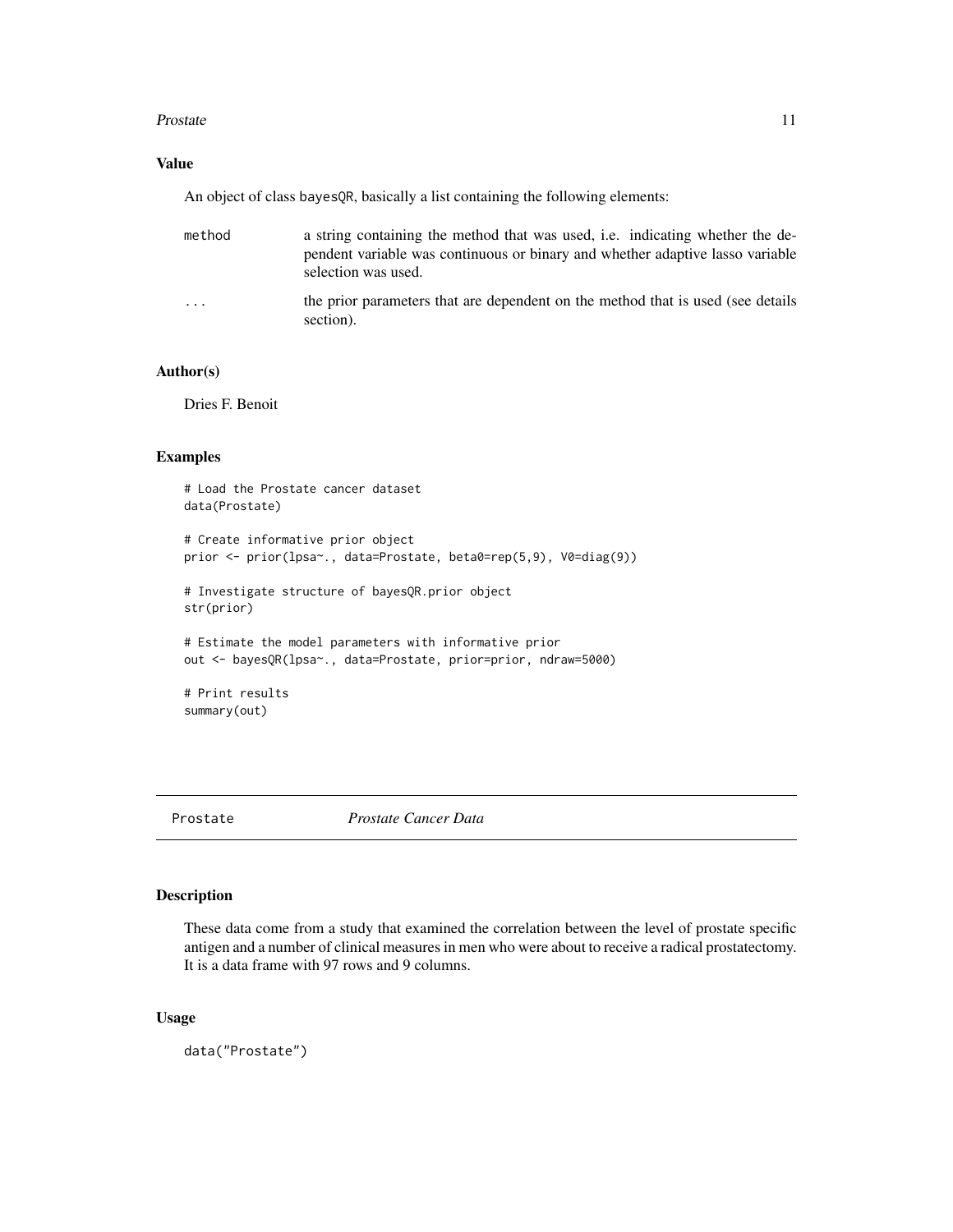### Value

An object of class `bayesQR`, basically a list containing the following elements:

- `method` — a string containing the method that was used, i.e. indicating whether the dependent variable was continuous or binary and whether adaptive lasso variable selection was used.
- `...` — the prior parameters that are dependent on the method that is used (see details section).

### Author(s)

Dries F. Benoit

### Examples

```
# Load the Prostate cancer dataset
data(Prostate)

# Create informative prior object
prior <- prior(lpsa~., data=Prostate, beta0=rep(5,9), V0=diag(9))

# Investigate structure of bayesQR.prior object
str(prior)

# Estimate the model parameters with informative prior
out <- bayesQR(lpsa~., data=Prostate, prior=prior, ndraw=5000)

# Print results
summary(out)
```

---

## Prostate — *Prostate Cancer Data*

### Description

These data come from a study that examined the correlation between the level of prostate specific antigen and a number of clinical measures in men who were about to receive a radical prostatectomy. It is a data frame with 97 rows and 9 columns.

### Usage

```
data("Prostate")
```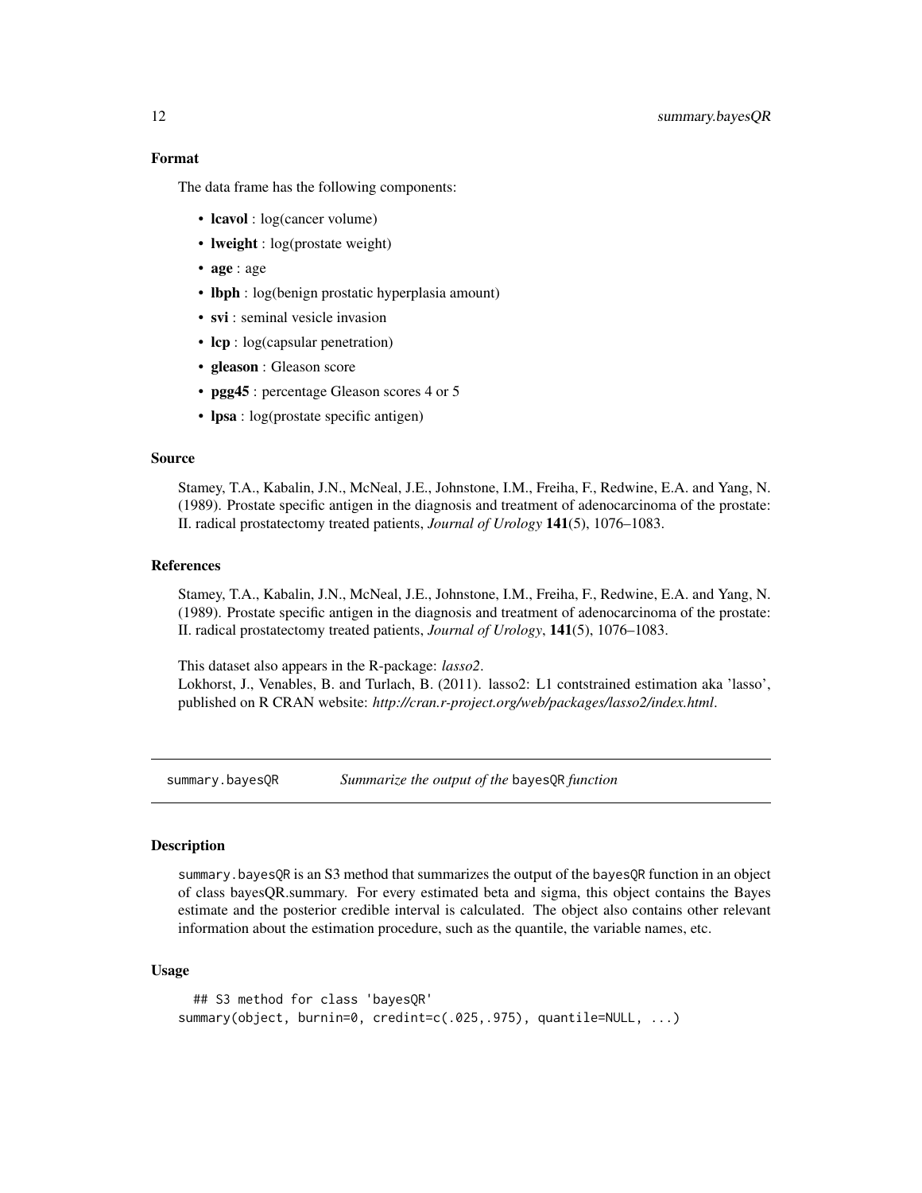### Format

The data frame has the following components:

- **lcavol** : log(cancer volume)
- **lweight** : log(prostate weight)
- **age** : age
- **lbph** : log(benign prostatic hyperplasia amount)
- **svi** : seminal vesicle invasion
- **lcp** : log(capsular penetration)
- **gleason** : Gleason score
- **pgg45** : percentage Gleason scores 4 or 5
- **lpsa** : log(prostate specific antigen)

### Source

Stamey, T.A., Kabalin, J.N., McNeal, J.E., Johnstone, I.M., Freiha, F., Redwine, E.A. and Yang, N. (1989). Prostate specific antigen in the diagnosis and treatment of adenocarcinoma of the prostate: II. radical prostatectomy treated patients, *Journal of Urology* **141**(5), 1076–1083.

### References

Stamey, T.A., Kabalin, J.N., McNeal, J.E., Johnstone, I.M., Freiha, F., Redwine, E.A. and Yang, N. (1989). Prostate specific antigen in the diagnosis and treatment of adenocarcinoma of the prostate: II. radical prostatectomy treated patients, *Journal of Urology*, **141**(5), 1076–1083.

This dataset also appears in the R-package: *lasso2*.
Lokhorst, J., Venables, B. and Turlach, B. (2011). lasso2: L1 contstrained estimation aka 'lasso', published on R CRAN website: *http://cran.r-project.org/web/packages/lasso2/index.html*.

---

## summary.bayesQR — *Summarize the output of the* `bayesQR` *function*

---

### Description

`summary.bayesQR` is an S3 method that summarizes the output of the `bayesQR` function in an object of class bayesQR.summary. For every estimated beta and sigma, this object contains the Bayes estimate and the posterior credible interval is calculated. The object also contains other relevant information about the estimation procedure, such as the quantile, the variable names, etc.

### Usage

```
  ## S3 method for class 'bayesQR'
summary(object, burnin=0, credint=c(.025,.975), quantile=NULL, ...)
```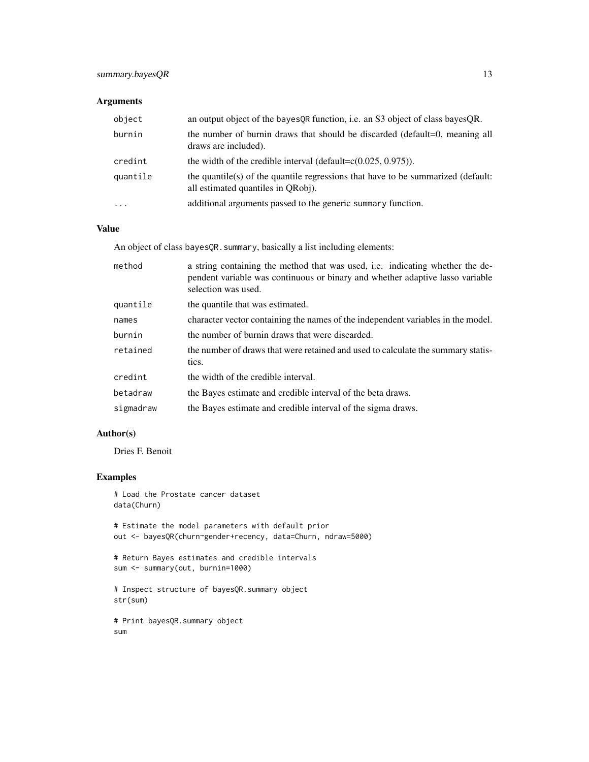## Arguments

| | |
|---|---|
| `object` | an output object of the `bayesQR` function, i.e. an S3 object of class bayesQR. |
| `burnin` | the number of burnin draws that should be discarded (default=0, meaning all draws are included). |
| `credint` | the width of the credible interval (default=c(0.025, 0.975)). |
| `quantile` | the quantile(s) of the quantile regressions that have to be summarized (default: all estimated quantiles in QRobj). |
| `...` | additional arguments passed to the generic `summary` function. |

## Value

An object of class `bayesQR.summary`, basically a list including elements:

| | |
|---|---|
| `method` | a string containing the method that was used, i.e. indicating whether the dependent variable was continuous or binary and whether adaptive lasso variable selection was used. |
| `quantile` | the quantile that was estimated. |
| `names` | character vector containing the names of the independent variables in the model. |
| `burnin` | the number of burnin draws that were discarded. |
| `retained` | the number of draws that were retained and used to calculate the summary statistics. |
| `credint` | the width of the credible interval. |
| `betadraw` | the Bayes estimate and credible interval of the beta draws. |
| `sigmadraw` | the Bayes estimate and credible interval of the sigma draws. |

## Author(s)

Dries F. Benoit

## Examples

```
# Load the Prostate cancer dataset
data(Churn)

# Estimate the model parameters with default prior
out <- bayesQR(churn~gender+recency, data=Churn, ndraw=5000)

# Return Bayes estimates and credible intervals
sum <- summary(out, burnin=1000)

# Inspect structure of bayesQR.summary object
str(sum)

# Print bayesQR.summary object
sum
```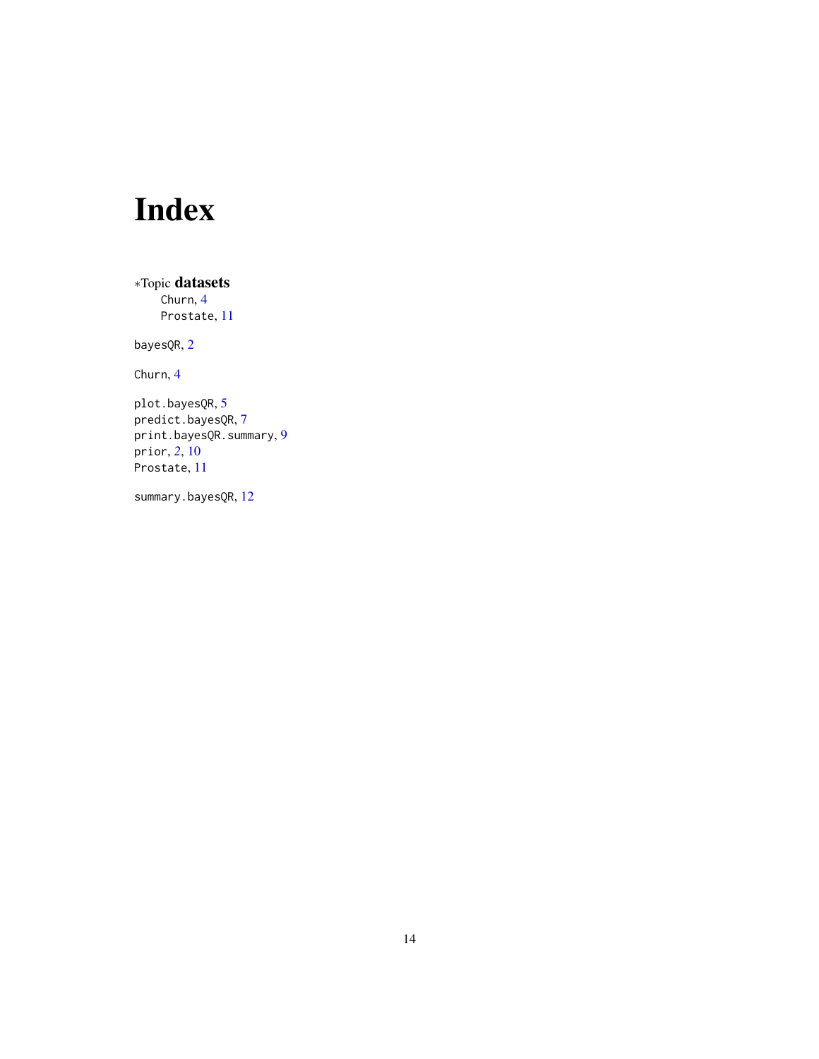# Index

∗Topic **datasets**

- Churn, 4
- Prostate, 11

bayesQR, 2

Churn, 4

plot.bayesQR, 5
predict.bayesQR, 7
print.bayesQR.summary, 9
prior, *2*, 10
Prostate, 11

summary.bayesQR, 12